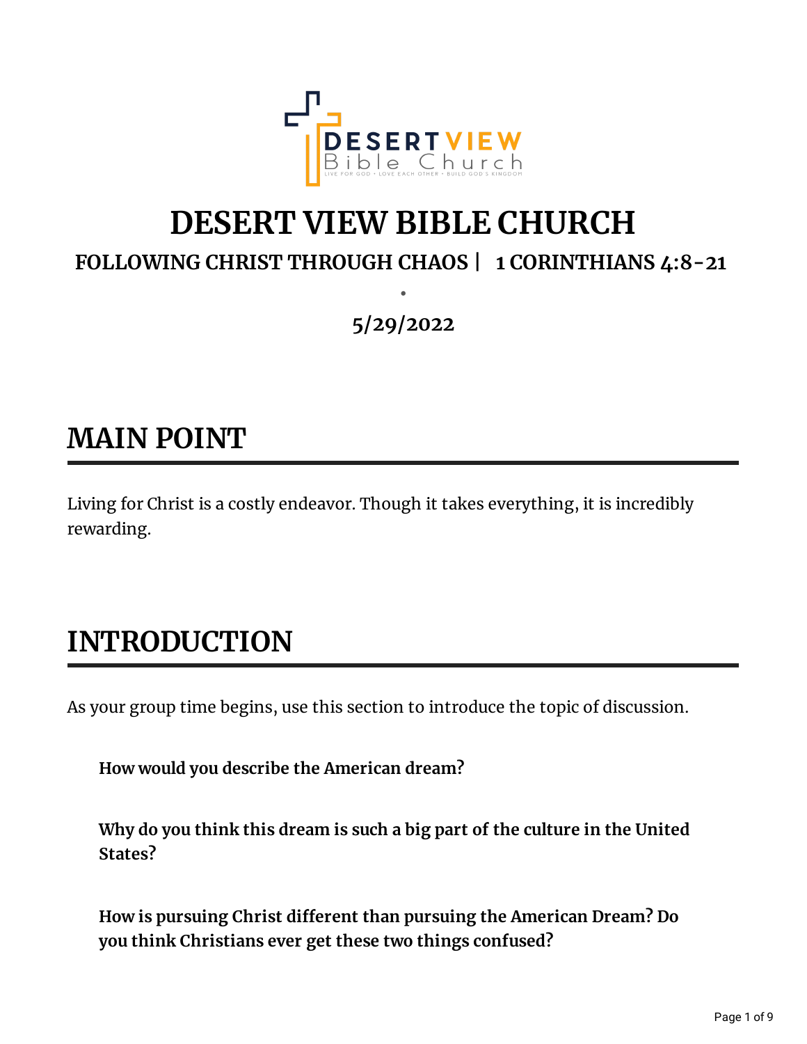# DESERT VIEW BIBLE CHURCH

### FOLLOWING CHRIST THROUGH CHAOS | 1 CORINTHIANS 4:8-21

•

### 5/29/2022

## MAIN POINT

Living for Christ is a costly endeavor. Though it takes everything, it is incredibly rewarding.

## INTRODUCTION

As your group time begins, use this section to introduce the topic of discussion.

**How would you describe the American dream?**

**Why do you think this dream is such a big part of the culture in the United States?**

**How is pursuing Christ different than pursuing the American Dream? Do you think Christians ever get these two things confused?**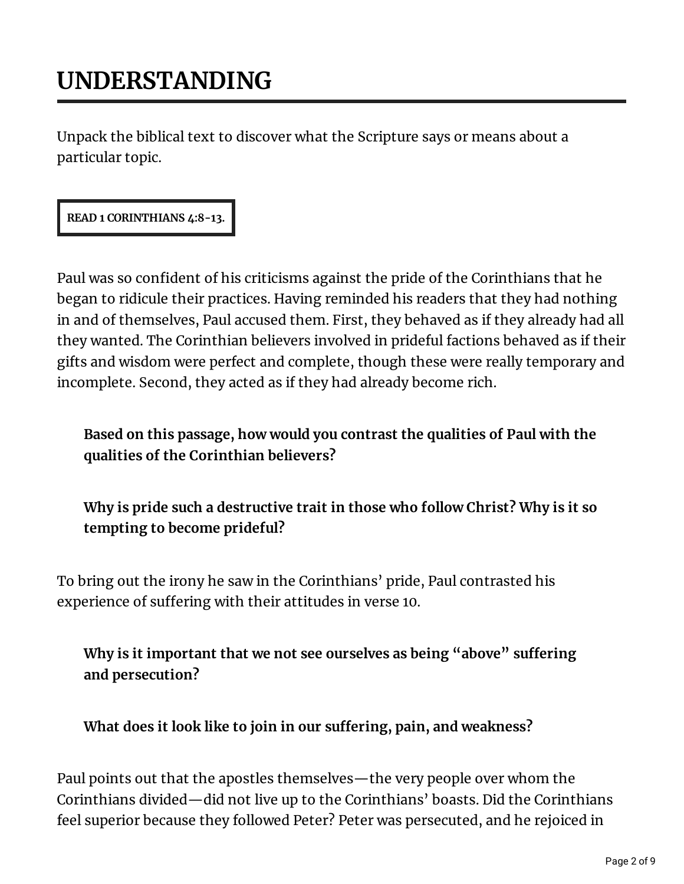# UNDERSTANDING

Unpack the biblical text to discover what the Scripture says or means about a particular topic.

**READ 1 CORINTHIANS 4:8-13.**

Paul was so confident of his criticisms against the pride of the Corinthians that he began to ridicule their practices. Having reminded his readers that they had nothing in and of themselves, Paul accused them. First, they behaved as if they already had all they wanted. The Corinthian believers involved in prideful factions behaved as if their gifts and wisdom were perfect and complete, though these were really temporary and incomplete. Second, they acted as if they had already become rich.

> **Based on this passage, how would you contrast the qualities of Paul with the qualities of the Corinthian believers?**

> **Why is pride such a destructive trait in those who follow Christ? Why is it so tempting to become prideful?**

To bring out the irony he saw in the Corinthians' pride, Paul contrasted his experience of suffering with their attitudes in verse 10.

> **Why is it important that we not see ourselves as being "above" suffering and persecution?**

> **What does it look like to join in our suffering, pain, and weakness?**

Paul points out that the apostles themselves—the very people over whom the Corinthians divided—did not live up to the Corinthians' boasts. Did the Corinthians feel superior because they followed Peter? Peter was persecuted, and he rejoiced in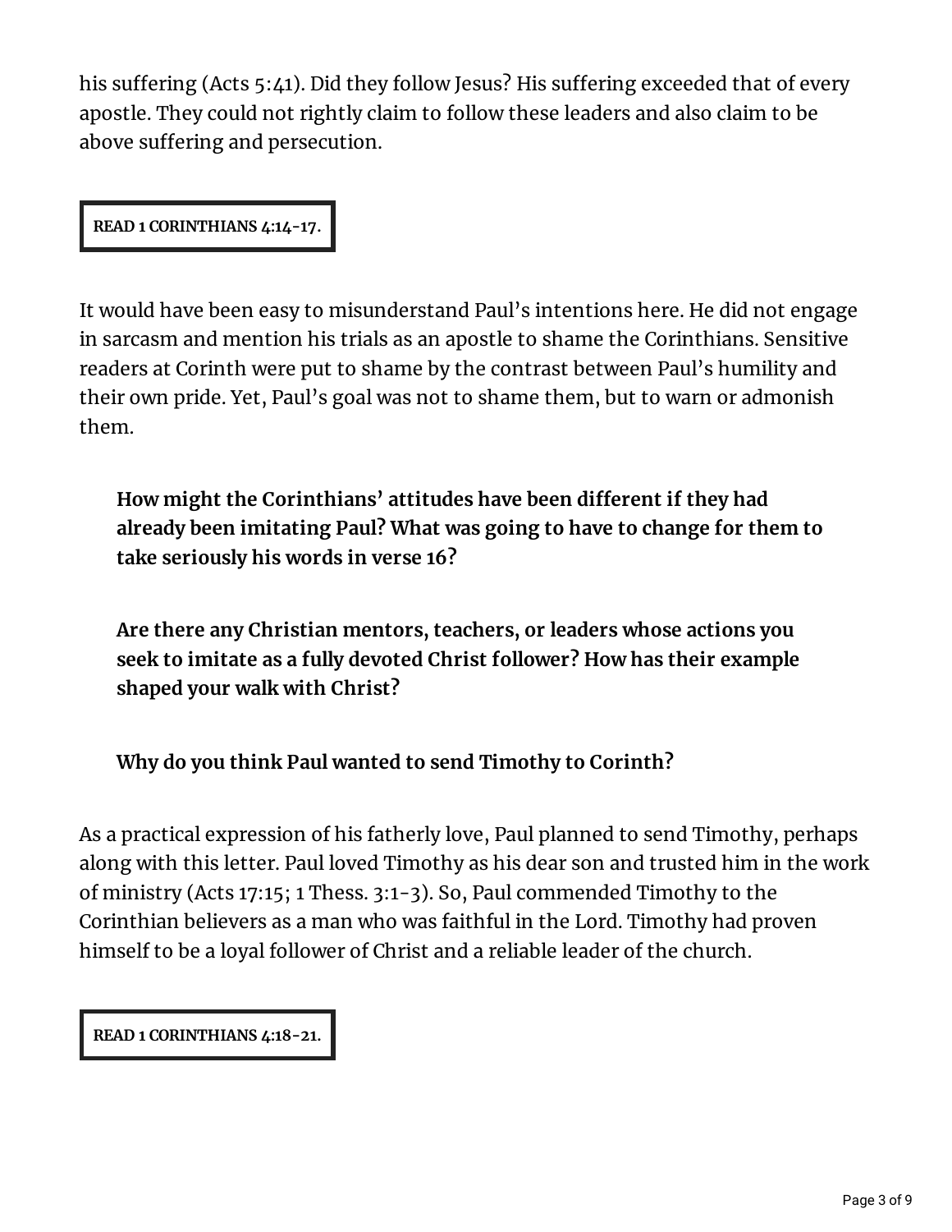his suffering (Acts 5:41). Did they follow Jesus? His suffering exceeded that of every apostle. They could not rightly claim to follow these leaders and also claim to be above suffering and persecution.

**READ 1 CORINTHIANS 4:14-17.**

It would have been easy to misunderstand Paul's intentions here. He did not engage in sarcasm and mention his trials as an apostle to shame the Corinthians. Sensitive readers at Corinth were put to shame by the contrast between Paul's humility and their own pride. Yet, Paul's goal was not to shame them, but to warn or admonish them.

> **How might the Corinthians' attitudes have been different if they had already been imitating Paul? What was going to have to change for them to take seriously his words in verse 16?**

> **Are there any Christian mentors, teachers, or leaders whose actions you seek to imitate as a fully devoted Christ follower? How has their example shaped your walk with Christ?**

> **Why do you think Paul wanted to send Timothy to Corinth?**

As a practical expression of his fatherly love, Paul planned to send Timothy, perhaps along with this letter. Paul loved Timothy as his dear son and trusted him in the work of ministry (Acts 17:15; 1 Thess. 3:1-3). So, Paul commended Timothy to the Corinthian believers as a man who was faithful in the Lord. Timothy had proven himself to be a loyal follower of Christ and a reliable leader of the church.

**READ 1 CORINTHIANS 4:18-21.**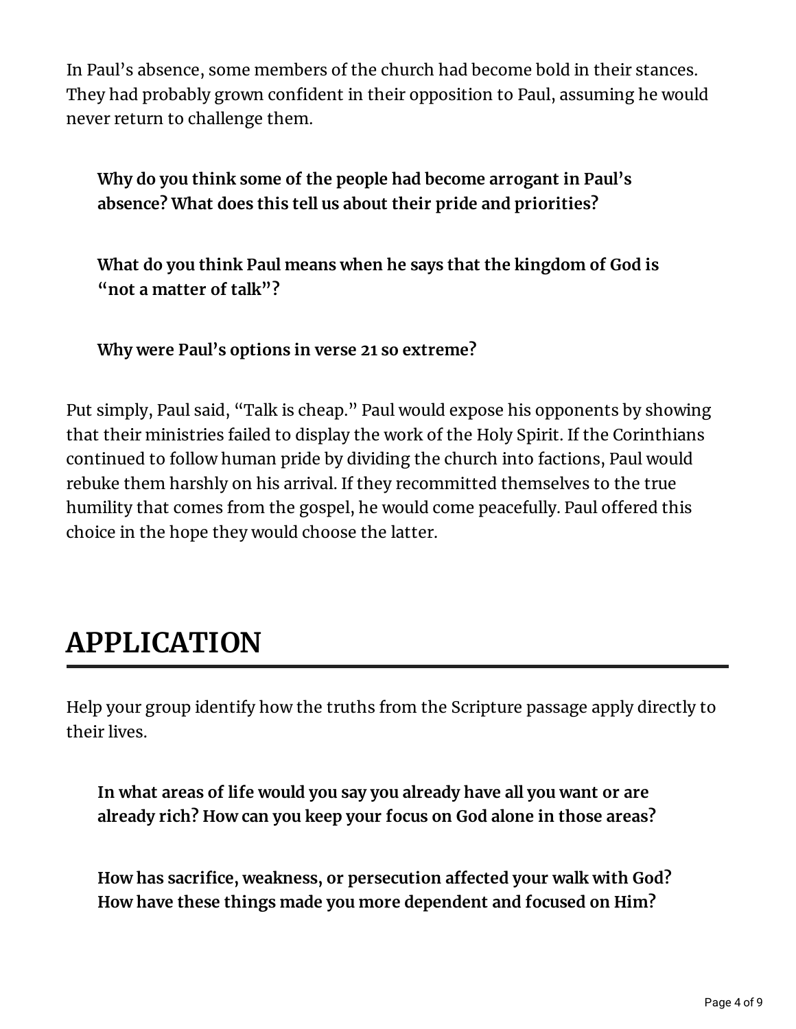In Paul's absence, some members of the church had become bold in their stances. They had probably grown confident in their opposition to Paul, assuming he would never return to challenge them.

**Why do you think some of the people had become arrogant in Paul's absence? What does this tell us about their pride and priorities?**

**What do you think Paul means when he says that the kingdom of God is "not a matter of talk"?**

**Why were Paul's options in verse 21 so extreme?**

Put simply, Paul said, "Talk is cheap." Paul would expose his opponents by showing that their ministries failed to display the work of the Holy Spirit. If the Corinthians continued to follow human pride by dividing the church into factions, Paul would rebuke them harshly on his arrival. If they recommitted themselves to the true humility that comes from the gospel, he would come peacefully. Paul offered this choice in the hope they would choose the latter.

# APPLICATION

Help your group identify how the truths from the Scripture passage apply directly to their lives.

**In what areas of life would you say you already have all you want or are already rich? How can you keep your focus on God alone in those areas?**

**How has sacrifice, weakness, or persecution affected your walk with God? How have these things made you more dependent and focused on Him?**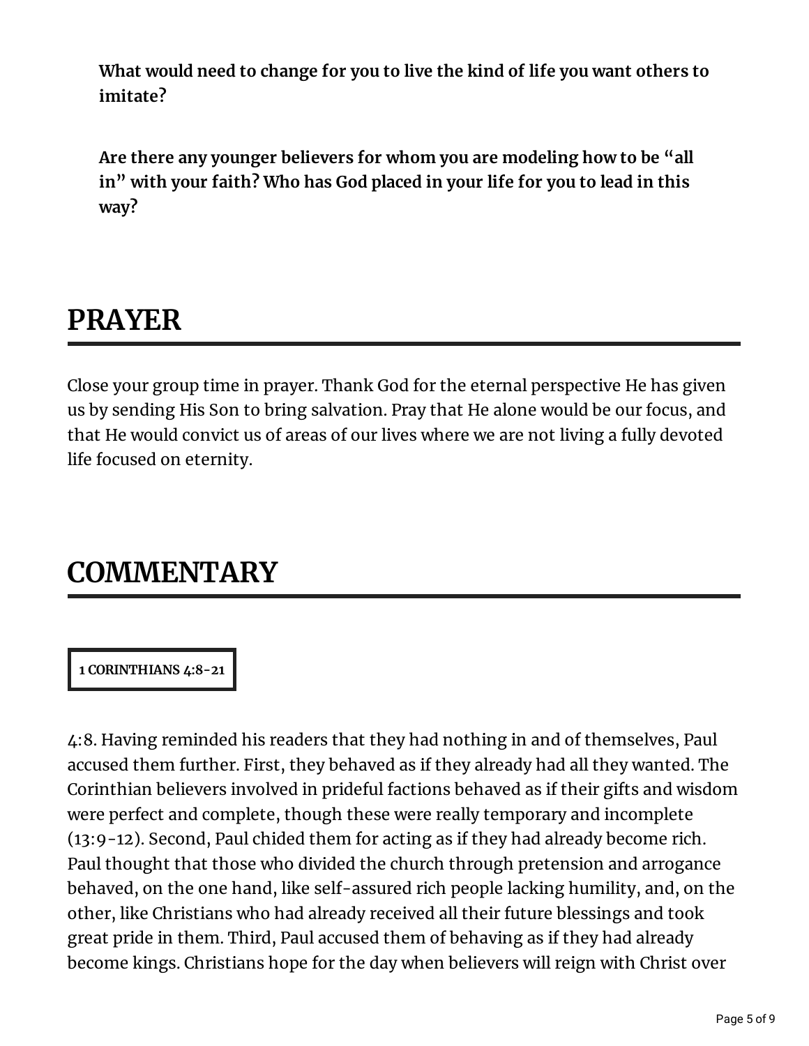**What would need to change for you to live the kind of life you want others to imitate?**

**Are there any younger believers for whom you are modeling how to be "all in" with your faith? Who has God placed in your life for you to lead in this way?**

# PRAYER

Close your group time in prayer. Thank God for the eternal perspective He has given us by sending His Son to bring salvation. Pray that He alone would be our focus, and that He would convict us of areas of our lives where we are not living a fully devoted life focused on eternity.

# COMMENTARY

**1 CORINTHIANS 4:8-21**

4:8. Having reminded his readers that they had nothing in and of themselves, Paul accused them further. First, they behaved as if they already had all they wanted. The Corinthian believers involved in prideful factions behaved as if their gifts and wisdom were perfect and complete, though these were really temporary and incomplete (13:9-12). Second, Paul chided them for acting as if they had already become rich. Paul thought that those who divided the church through pretension and arrogance behaved, on the one hand, like self-assured rich people lacking humility, and, on the other, like Christians who had already received all their future blessings and took great pride in them. Third, Paul accused them of behaving as if they had already become kings. Christians hope for the day when believers will reign with Christ over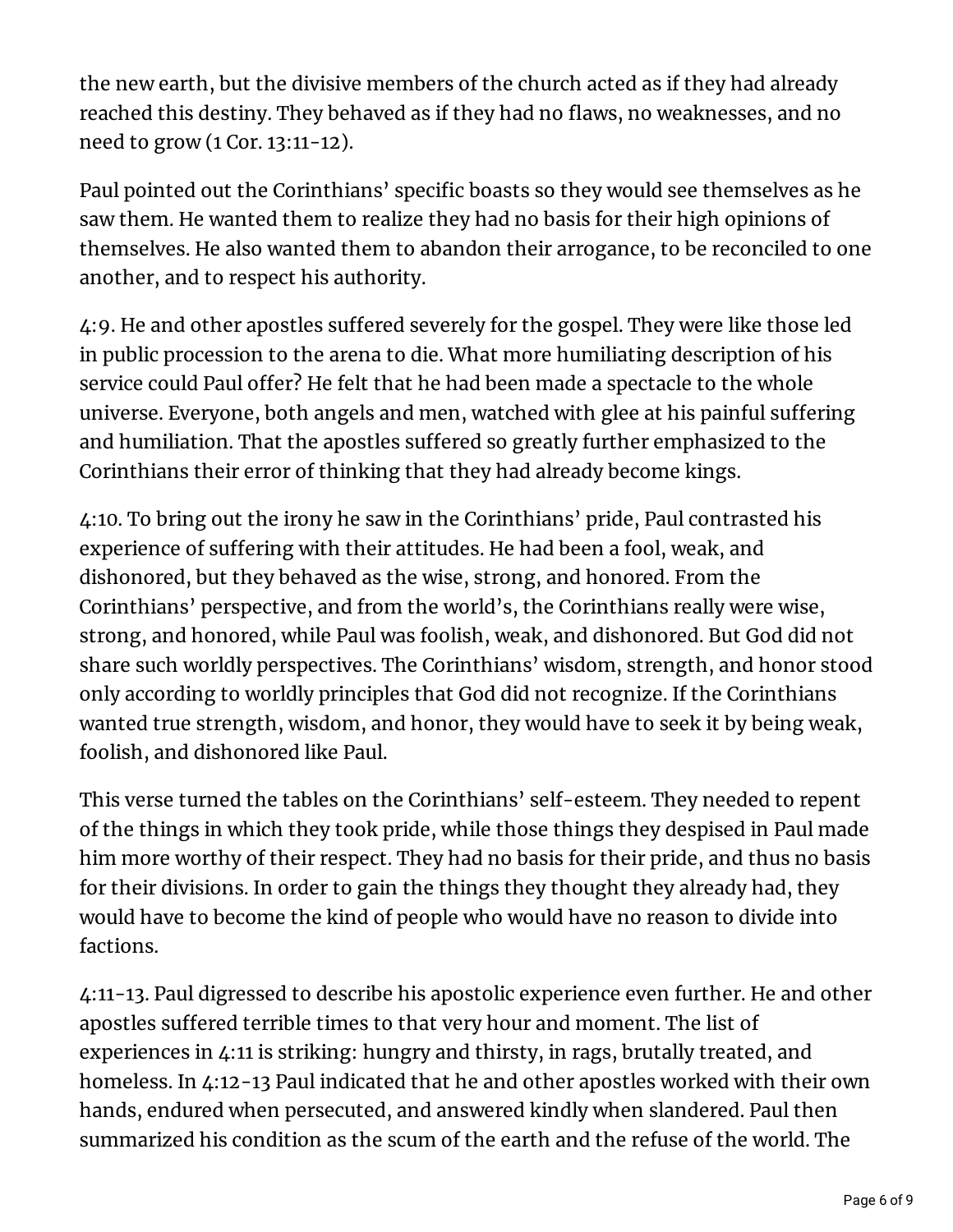the new earth, but the divisive members of the church acted as if they had already reached this destiny. They behaved as if they had no flaws, no weaknesses, and no need to grow (1 Cor. 13:11-12).

Paul pointed out the Corinthians' specific boasts so they would see themselves as he saw them. He wanted them to realize they had no basis for their high opinions of themselves. He also wanted them to abandon their arrogance, to be reconciled to one another, and to respect his authority.

4:9. He and other apostles suffered severely for the gospel. They were like those led in public procession to the arena to die. What more humiliating description of his service could Paul offer? He felt that he had been made a spectacle to the whole universe. Everyone, both angels and men, watched with glee at his painful suffering and humiliation. That the apostles suffered so greatly further emphasized to the Corinthians their error of thinking that they had already become kings.

4:10. To bring out the irony he saw in the Corinthians' pride, Paul contrasted his experience of suffering with their attitudes. He had been a fool, weak, and dishonored, but they behaved as the wise, strong, and honored. From the Corinthians' perspective, and from the world's, the Corinthians really were wise, strong, and honored, while Paul was foolish, weak, and dishonored. But God did not share such worldly perspectives. The Corinthians' wisdom, strength, and honor stood only according to worldly principles that God did not recognize. If the Corinthians wanted true strength, wisdom, and honor, they would have to seek it by being weak, foolish, and dishonored like Paul.

This verse turned the tables on the Corinthians' self-esteem. They needed to repent of the things in which they took pride, while those things they despised in Paul made him more worthy of their respect. They had no basis for their pride, and thus no basis for their divisions. In order to gain the things they thought they already had, they would have to become the kind of people who would have no reason to divide into factions.

4:11-13. Paul digressed to describe his apostolic experience even further. He and other apostles suffered terrible times to that very hour and moment. The list of experiences in 4:11 is striking: hungry and thirsty, in rags, brutally treated, and homeless. In 4:12-13 Paul indicated that he and other apostles worked with their own hands, endured when persecuted, and answered kindly when slandered. Paul then summarized his condition as the scum of the earth and the refuse of the world. The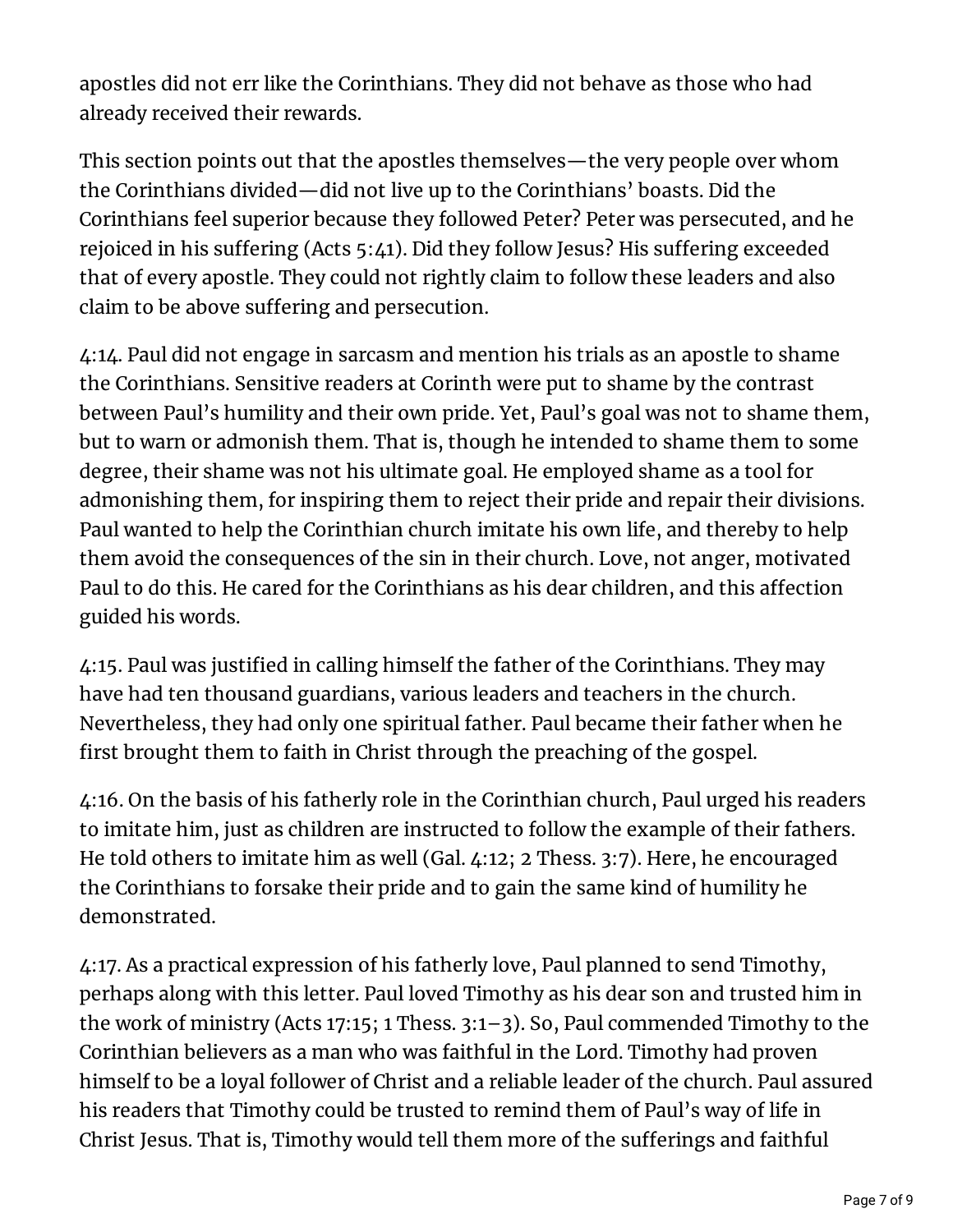apostles did not err like the Corinthians. They did not behave as those who had already received their rewards.

This section points out that the apostles themselves—the very people over whom the Corinthians divided—did not live up to the Corinthians' boasts. Did the Corinthians feel superior because they followed Peter? Peter was persecuted, and he rejoiced in his suffering (Acts 5:41). Did they follow Jesus? His suffering exceeded that of every apostle. They could not rightly claim to follow these leaders and also claim to be above suffering and persecution.

4:14. Paul did not engage in sarcasm and mention his trials as an apostle to shame the Corinthians. Sensitive readers at Corinth were put to shame by the contrast between Paul's humility and their own pride. Yet, Paul's goal was not to shame them, but to warn or admonish them. That is, though he intended to shame them to some degree, their shame was not his ultimate goal. He employed shame as a tool for admonishing them, for inspiring them to reject their pride and repair their divisions. Paul wanted to help the Corinthian church imitate his own life, and thereby to help them avoid the consequences of the sin in their church. Love, not anger, motivated Paul to do this. He cared for the Corinthians as his dear children, and this affection guided his words.

4:15. Paul was justified in calling himself the father of the Corinthians. They may have had ten thousand guardians, various leaders and teachers in the church. Nevertheless, they had only one spiritual father. Paul became their father when he first brought them to faith in Christ through the preaching of the gospel.

4:16. On the basis of his fatherly role in the Corinthian church, Paul urged his readers to imitate him, just as children are instructed to follow the example of their fathers. He told others to imitate him as well (Gal. 4:12; 2 Thess. 3:7). Here, he encouraged the Corinthians to forsake their pride and to gain the same kind of humility he demonstrated.

4:17. As a practical expression of his fatherly love, Paul planned to send Timothy, perhaps along with this letter. Paul loved Timothy as his dear son and trusted him in the work of ministry (Acts 17:15; 1 Thess. 3:1–3). So, Paul commended Timothy to the Corinthian believers as a man who was faithful in the Lord. Timothy had proven himself to be a loyal follower of Christ and a reliable leader of the church. Paul assured his readers that Timothy could be trusted to remind them of Paul's way of life in Christ Jesus. That is, Timothy would tell them more of the sufferings and faithful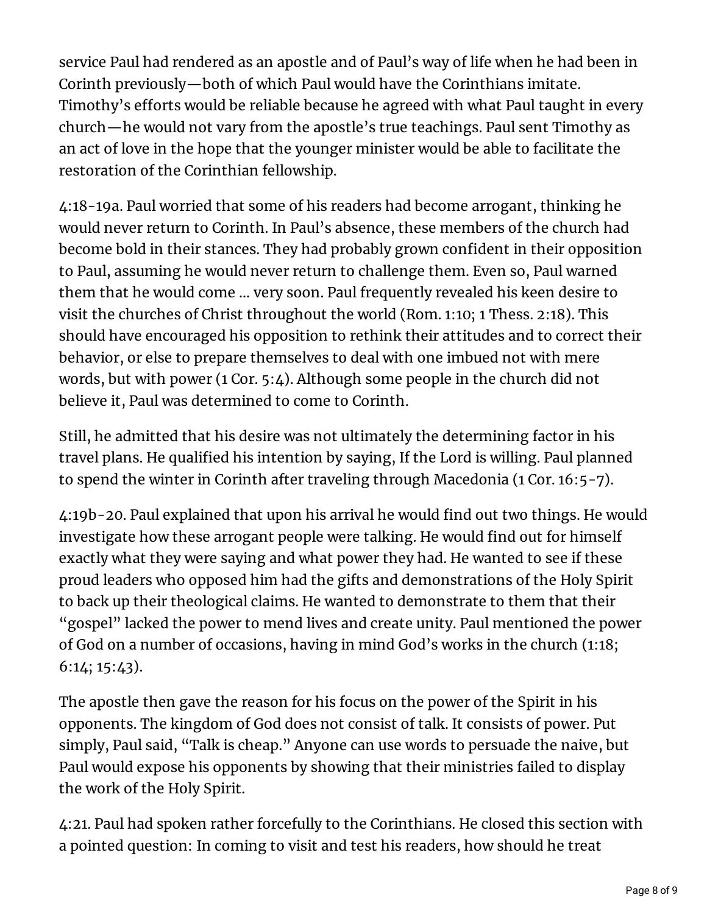service Paul had rendered as an apostle and of Paul's way of life when he had been in Corinth previously—both of which Paul would have the Corinthians imitate. Timothy's efforts would be reliable because he agreed with what Paul taught in every church—he would not vary from the apostle's true teachings. Paul sent Timothy as an act of love in the hope that the younger minister would be able to facilitate the restoration of the Corinthian fellowship.

4:18-19a. Paul worried that some of his readers had become arrogant, thinking he would never return to Corinth. In Paul's absence, these members of the church had become bold in their stances. They had probably grown confident in their opposition to Paul, assuming he would never return to challenge them. Even so, Paul warned them that he would come ... very soon. Paul frequently revealed his keen desire to visit the churches of Christ throughout the world (Rom. 1:10; 1 Thess. 2:18). This should have encouraged his opposition to rethink their attitudes and to correct their behavior, or else to prepare themselves to deal with one imbued not with mere words, but with power (1 Cor. 5:4). Although some people in the church did not believe it, Paul was determined to come to Corinth.

Still, he admitted that his desire was not ultimately the determining factor in his travel plans. He qualified his intention by saying, If the Lord is willing. Paul planned to spend the winter in Corinth after traveling through Macedonia (1 Cor. 16:5-7).

4:19b-20. Paul explained that upon his arrival he would find out two things. He would investigate how these arrogant people were talking. He would find out for himself exactly what they were saying and what power they had. He wanted to see if these proud leaders who opposed him had the gifts and demonstrations of the Holy Spirit to back up their theological claims. He wanted to demonstrate to them that their "gospel" lacked the power to mend lives and create unity. Paul mentioned the power of God on a number of occasions, having in mind God's works in the church (1:18; 6:14; 15:43).

The apostle then gave the reason for his focus on the power of the Spirit in his opponents. The kingdom of God does not consist of talk. It consists of power. Put simply, Paul said, "Talk is cheap." Anyone can use words to persuade the naive, but Paul would expose his opponents by showing that their ministries failed to display the work of the Holy Spirit.

4:21. Paul had spoken rather forcefully to the Corinthians. He closed this section with a pointed question: In coming to visit and test his readers, how should he treat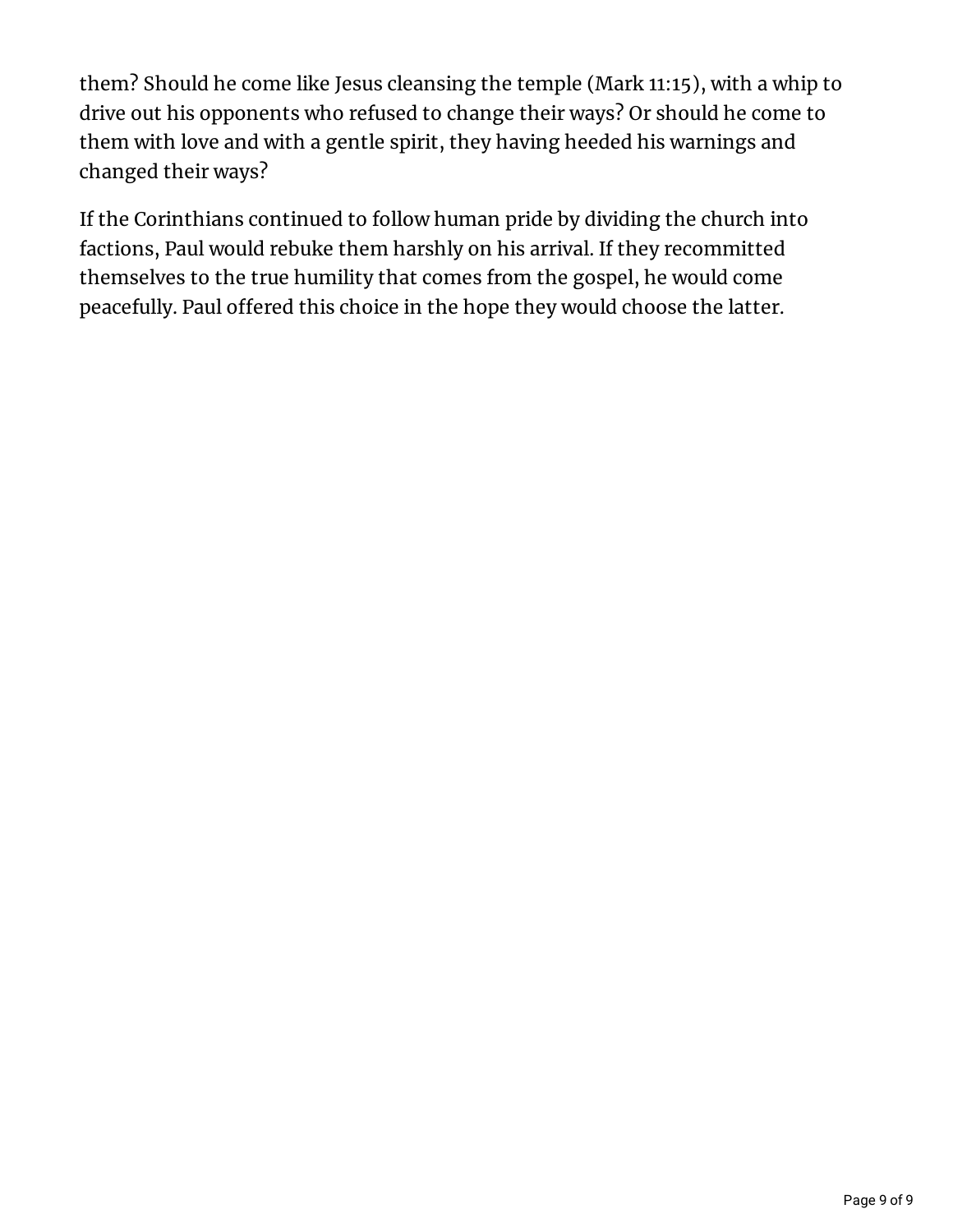them? Should he come like Jesus cleansing the temple (Mark 11:15), with a whip to drive out his opponents who refused to change their ways? Or should he come to them with love and with a gentle spirit, they having heeded his warnings and changed their ways?

If the Corinthians continued to follow human pride by dividing the church into factions, Paul would rebuke them harshly on his arrival. If they recommitted themselves to the true humility that comes from the gospel, he would come peacefully. Paul offered this choice in the hope they would choose the latter.